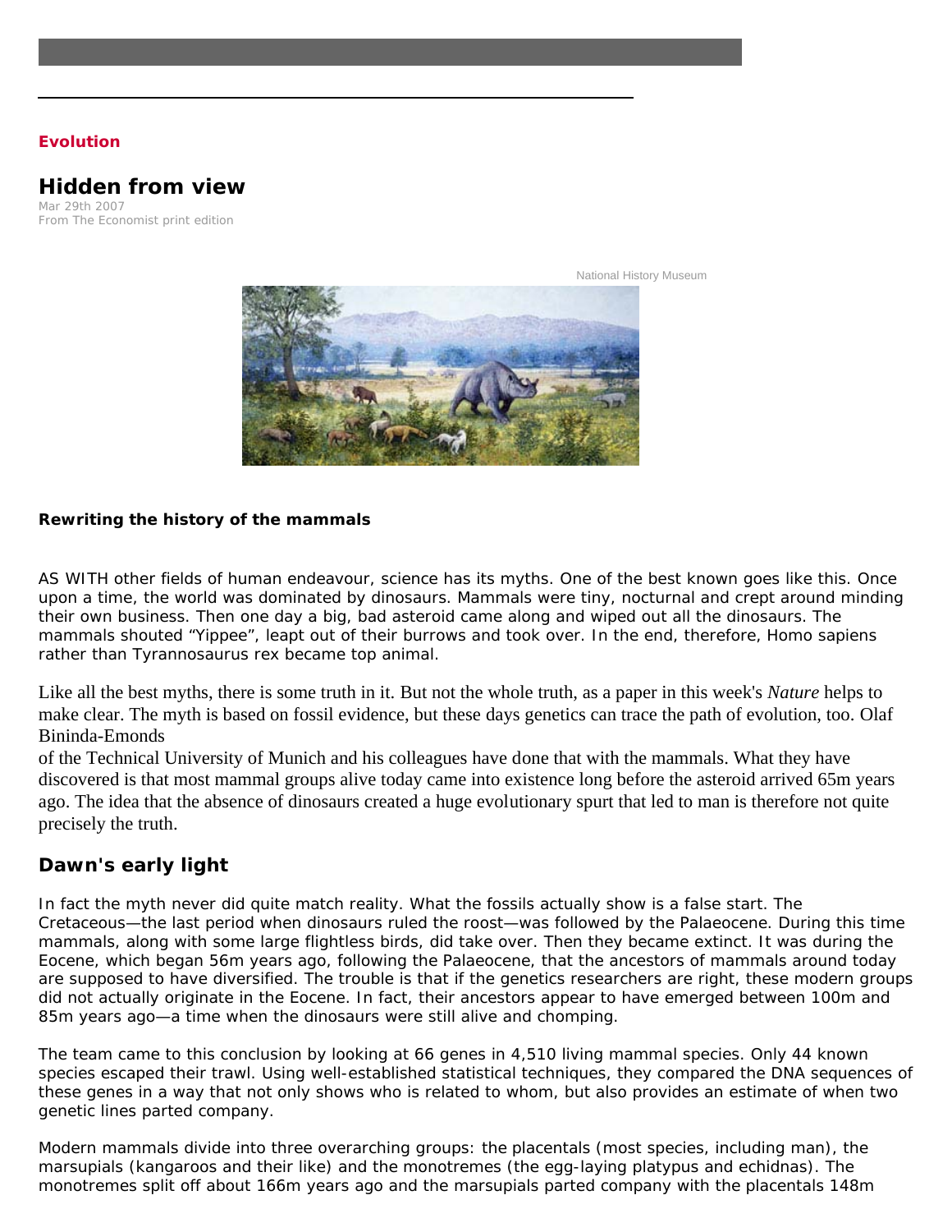**Evolution**

# Hidden from view

Mar 29th 2007
From The Economist print edition

National History Museum

**Rewriting the history of the mammals**

AS WITH other fields of human endeavour, science has its myths. One of the best known goes like this. Once upon a time, the world was dominated by dinosaurs. Mammals were tiny, nocturnal and crept around minding their own business. Then one day a big, bad asteroid came along and wiped out all the dinosaurs. The mammals shouted “Yippee”, leapt out of their burrows and took over. In the end, therefore, Homo sapiens rather than Tyrannosaurus rex became top animal.

Like all the best myths, there is some truth in it. But not the whole truth, as a paper in this week's *Nature* helps to make clear. The myth is based on fossil evidence, but these days genetics can trace the path of evolution, too. Olaf Bininda-Emonds of the Technical University of Munich and his colleagues have done that with the mammals. What they have discovered is that most mammal groups alive today came into existence long before the asteroid arrived 65m years ago. The idea that the absence of dinosaurs created a huge evolutionary spurt that led to man is therefore not quite precisely the truth.

## Dawn's early light

In fact the myth never did quite match reality. What the fossils actually show is a false start. The Cretaceous—the last period when dinosaurs ruled the roost—was followed by the Palaeocene. During this time mammals, along with some large flightless birds, did take over. Then they became extinct. It was during the Eocene, which began 56m years ago, following the Palaeocene, that the ancestors of mammals around today are supposed to have diversified. The trouble is that if the genetics researchers are right, these modern groups did not actually originate in the Eocene. In fact, their ancestors appear to have emerged between 100m and 85m years ago—a time when the dinosaurs were still alive and chomping.

The team came to this conclusion by looking at 66 genes in 4,510 living mammal species. Only 44 known species escaped their trawl. Using well-established statistical techniques, they compared the DNA sequences of these genes in a way that not only shows who is related to whom, but also provides an estimate of when two genetic lines parted company.

Modern mammals divide into three overarching groups: the placentals (most species, including man), the marsupials (kangaroos and their like) and the monotremes (the egg-laying platypus and echidnas). The monotremes split off about 166m years ago and the marsupials parted company with the placentals 148m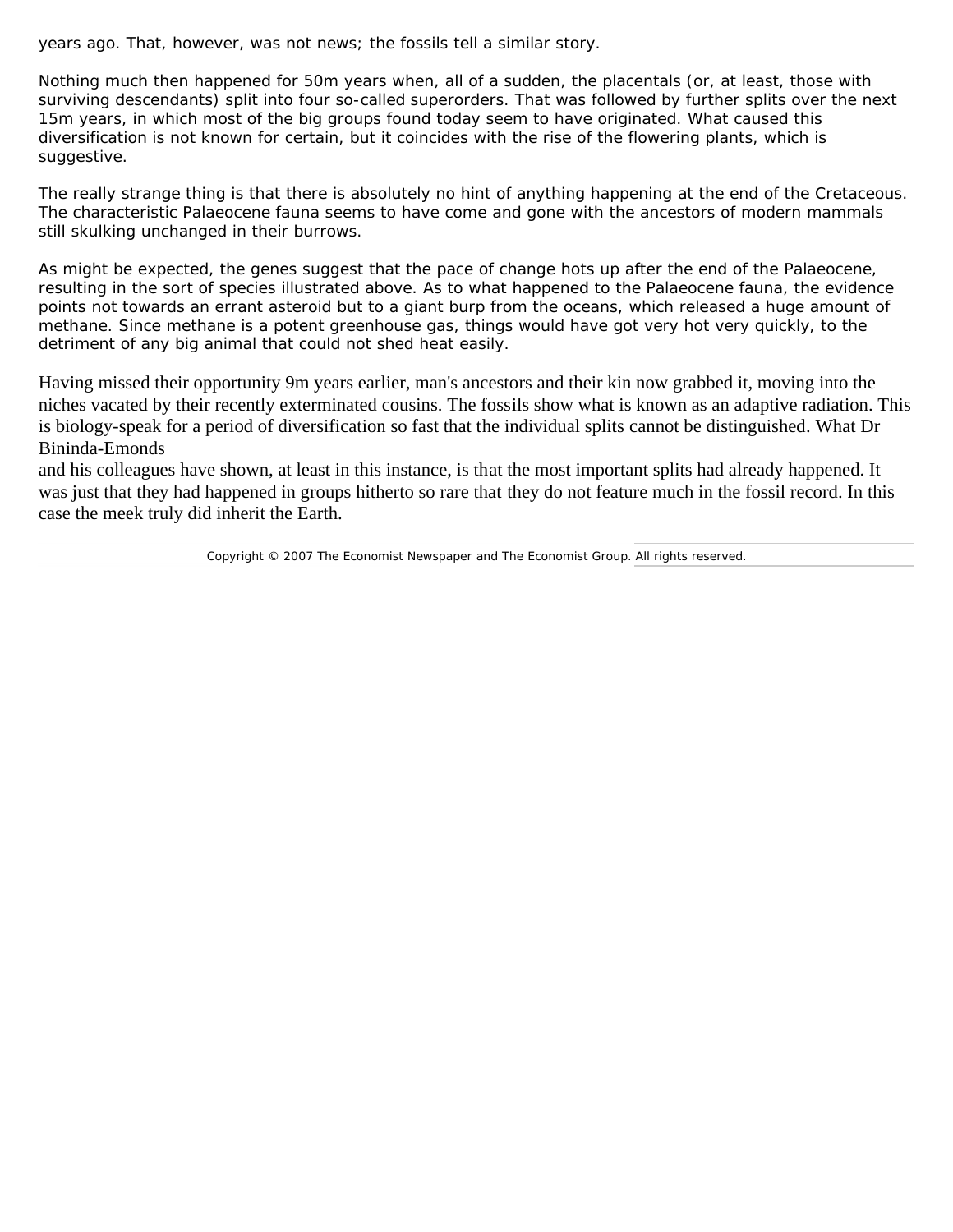years ago. That, however, was not news; the fossils tell a similar story.

Nothing much then happened for 50m years when, all of a sudden, the placentals (or, at least, those with surviving descendants) split into four so-called superorders. That was followed by further splits over the next 15m years, in which most of the big groups found today seem to have originated. What caused this diversification is not known for certain, but it coincides with the rise of the flowering plants, which is suggestive.

The really strange thing is that there is absolutely no hint of anything happening at the end of the Cretaceous. The characteristic Palaeocene fauna seems to have come and gone with the ancestors of modern mammals still skulking unchanged in their burrows.

As might be expected, the genes suggest that the pace of change hots up after the end of the Palaeocene, resulting in the sort of species illustrated above. As to what happened to the Palaeocene fauna, the evidence points not towards an errant asteroid but to a giant burp from the oceans, which released a huge amount of methane. Since methane is a potent greenhouse gas, things would have got very hot very quickly, to the detriment of any big animal that could not shed heat easily.

Having missed their opportunity 9m years earlier, man's ancestors and their kin now grabbed it, moving into the niches vacated by their recently exterminated cousins. The fossils show what is known as an adaptive radiation. This is biology-speak for a period of diversification so fast that the individual splits cannot be distinguished. What Dr Bininda-Emonds and his colleagues have shown, at least in this instance, is that the most important splits had already happened. It was just that they had happened in groups hitherto so rare that they do not feature much in the fossil record. In this case the meek truly did inherit the Earth.

Copyright © 2007 The Economist Newspaper and The Economist Group. All rights reserved.